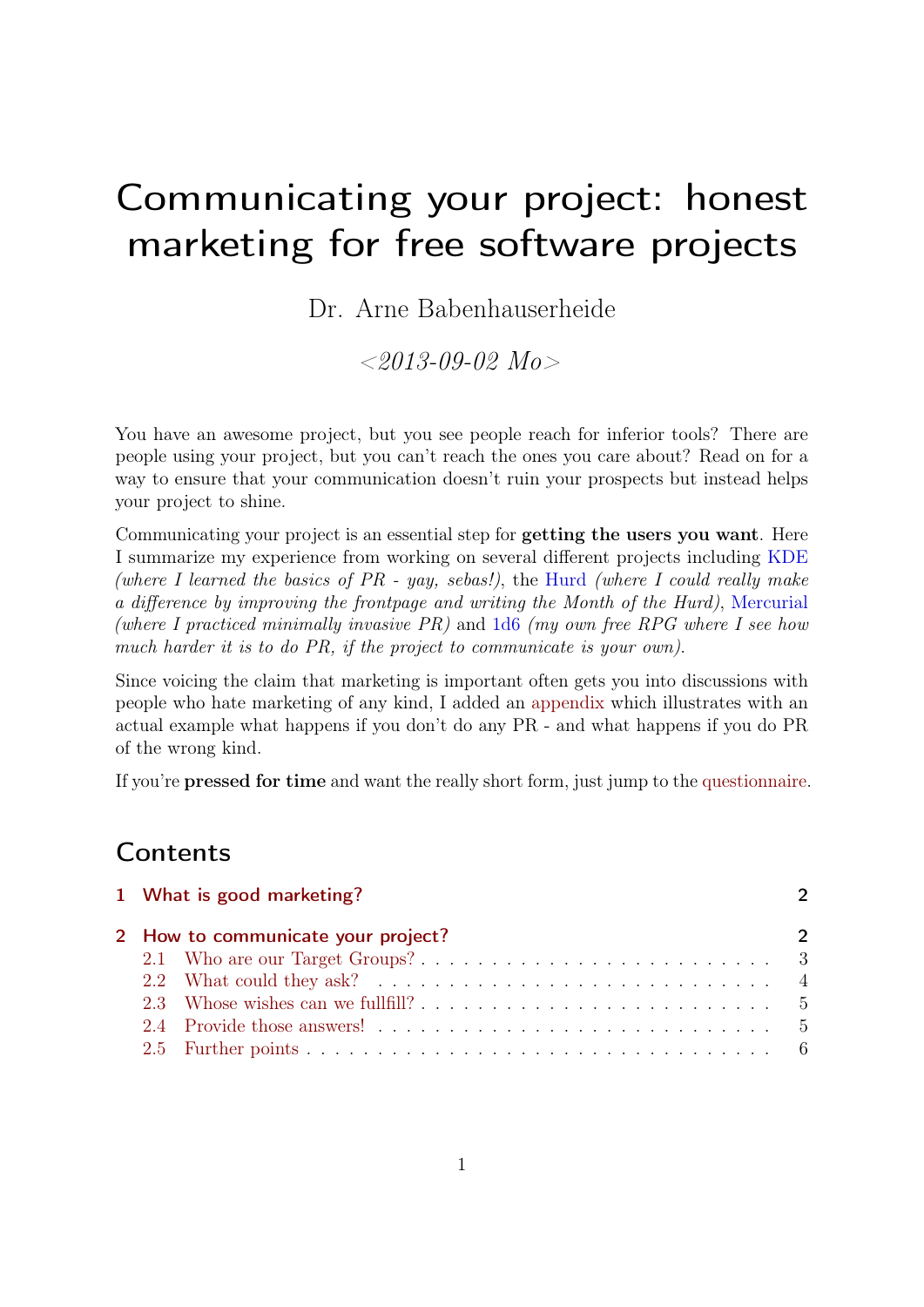# Communicating your project: honest marketing for free software projects

Dr. Arne Babenhauserheide

*<2013-09-02 Mo>*

You have an awesome project, but you see people reach for inferior tools? There are people using your project, but you can't reach the ones you care about? Read on for a way to ensure that your communication doesn't ruin your prospects but instead helps your project to shine.

Communicating your project is an essential step for **getting the users you want**. Here I summarize my experience from working on several different projects including KDE *(where I learned the basics of PR - yay, sebas!)*, the Hurd *(where I could really make a difference by improving the frontpage and writing the Month of the Hurd)*, Mercurial *(where I practiced minimally invasive PR)* and 1d6 *(my own free RPG where I see how much harder it is to do PR, if the project to communicate is your own)*.

Since voicing the claim that marketing is important often gets you into discussions with people who hate marketing of any kind, I added an appendix which illustrates with an actual example what happens if you don't do any PR - and what happens if you do PR of the wrong kind.

If you're **pressed for time** and want the really short form, just jump to the questionnaire.

## Contents

- 1 What is good marketing? — 2
- 2 How to communicate your project? — 2
  - 2.1 Who are our Target Groups? — 3
  - 2.2 What could they ask? — 4
  - 2.3 Whose wishes can we fullfill? — 5
  - 2.4 Provide those answers! — 5
  - 2.5 Further points — 6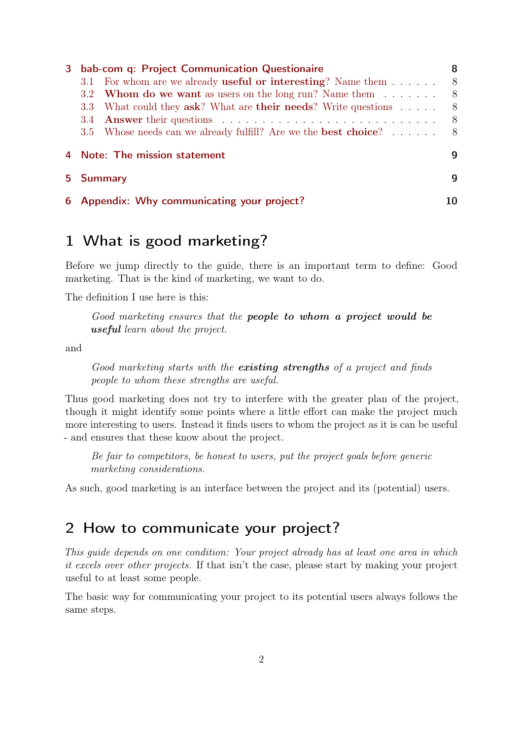| | | |
|---|---|---|
| **3** | **bab-com q: Project Communication Questionaire** | **8** |
| 3.1 | For whom are we already **useful or interesting**? Name them | 8 |
| 3.2 | **Whom do we want** as users on the long run? Name them | 8 |
| 3.3 | What could they **ask**? What are **their needs**? Write questions | 8 |
| 3.4 | **Answer** their questions | 8 |
| 3.5 | Whose needs can we already fulfill? Are we the **best choice**? | 8 |
| **4** | **Note: The mission statement** | **9** |
| **5** | **Summary** | **9** |
| **6** | **Appendix: Why communicating your project?** | **10** |

# 1 What is good marketing?

Before we jump directly to the guide, there is an important term to define: Good marketing. That is the kind of marketing, we want to do.

The definition I use here is this:

> *Good marketing ensures that the **people to whom a project would be useful** learn about the project.*

and

> *Good marketing starts with the **existing strengths** of a project and finds people to whom these strengths are useful.*

Thus good marketing does not try to interfere with the greater plan of the project, though it might identify some points where a little effort can make the project much more interesting to users. Instead it finds users to whom the project as it is can be useful - and ensures that these know about the project.

> *Be fair to competitors, be honest to users, put the project goals before generic marketing considerations.*

As such, good marketing is an interface between the project and its (potential) users.

# 2 How to communicate your project?

*This guide depends on one condition: Your project already has at least one area in which it excels over other projects.* If that isn't the case, please start by making your project useful to at least some people.

The basic way for communicating your project to its potential users always follows the same steps.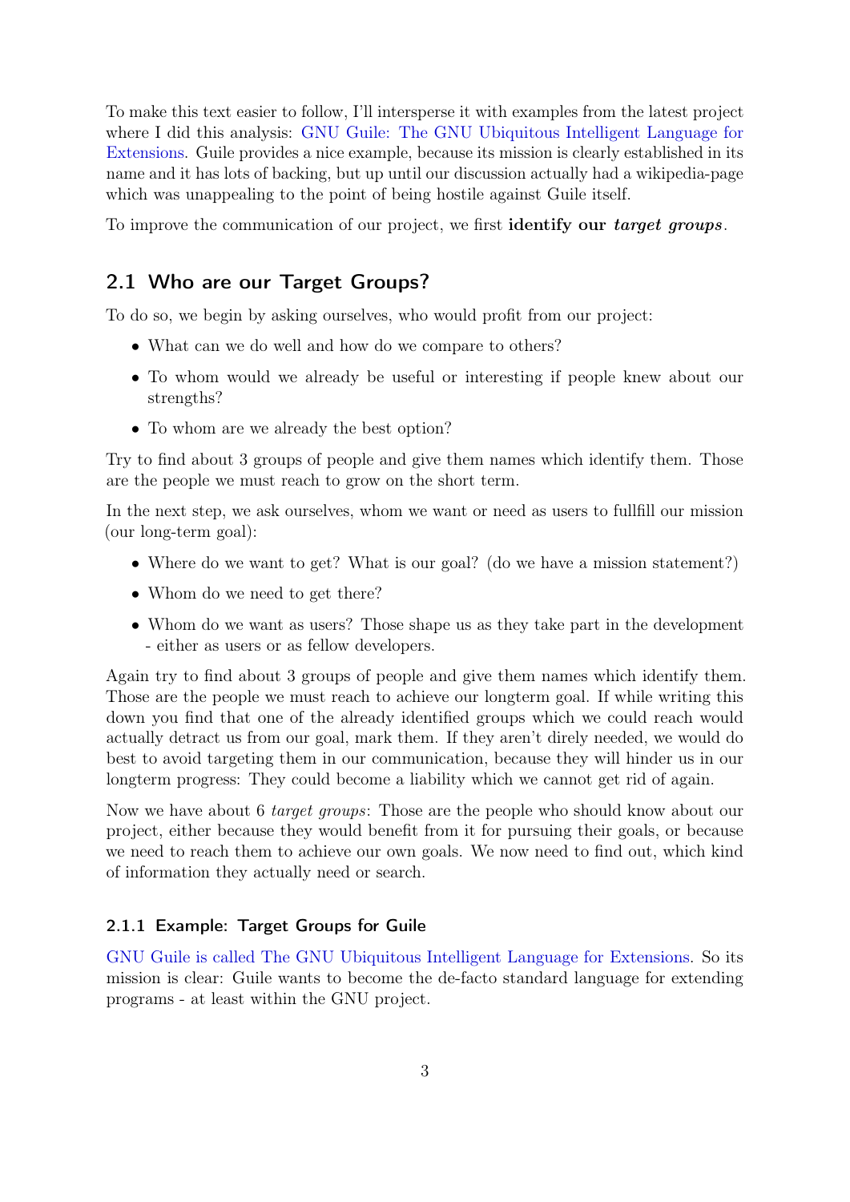To make this text easier to follow, I'll intersperse it with examples from the latest project where I did this analysis: GNU Guile: The GNU Ubiquitous Intelligent Language for Extensions. Guile provides a nice example, because its mission is clearly established in its name and it has lots of backing, but up until our discussion actually had a wikipedia-page which was unappealing to the point of being hostile against Guile itself.

To improve the communication of our project, we first **identify our *target groups***.

## 2.1 Who are our Target Groups?

To do so, we begin by asking ourselves, who would profit from our project:

- What can we do well and how do we compare to others?
- To whom would we already be useful or interesting if people knew about our strengths?
- To whom are we already the best option?

Try to find about 3 groups of people and give them names which identify them. Those are the people we must reach to grow on the short term.

In the next step, we ask ourselves, whom we want or need as users to fullfill our mission (our long-term goal):

- Where do we want to get? What is our goal? (do we have a mission statement?)
- Whom do we need to get there?
- Whom do we want as users? Those shape us as they take part in the development - either as users or as fellow developers.

Again try to find about 3 groups of people and give them names which identify them. Those are the people we must reach to achieve our longterm goal. If while writing this down you find that one of the already identified groups which we could reach would actually detract us from our goal, mark them. If they aren't direly needed, we would do best to avoid targeting them in our communication, because they will hinder us in our longterm progress: They could become a liability which we cannot get rid of again.

Now we have about 6 *target groups*: Those are the people who should know about our project, either because they would benefit from it for pursuing their goals, or because we need to reach them to achieve our own goals. We now need to find out, which kind of information they actually need or search.

### 2.1.1 Example: Target Groups for Guile

GNU Guile is called The GNU Ubiquitous Intelligent Language for Extensions. So its mission is clear: Guile wants to become the de-facto standard language for extending programs - at least within the GNU project.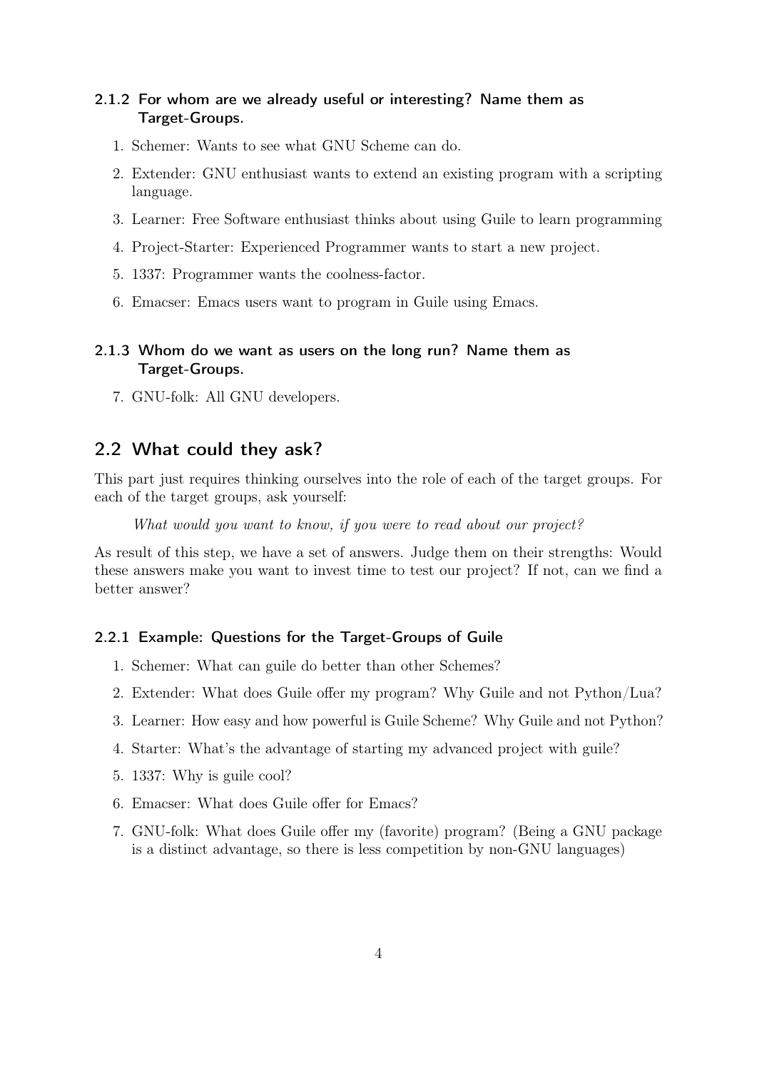#### 2.1.2 For whom are we already useful or interesting? Name them as Target-Groups.

1. Schemer: Wants to see what GNU Scheme can do.
2. Extender: GNU enthusiast wants to extend an existing program with a scripting language.
3. Learner: Free Software enthusiast thinks about using Guile to learn programming
4. Project-Starter: Experienced Programmer wants to start a new project.
5. 1337: Programmer wants the coolness-factor.
6. Emacser: Emacs users want to program in Guile using Emacs.

#### 2.1.3 Whom do we want as users on the long run? Name them as Target-Groups.

7. GNU-folk: All GNU developers.

### 2.2 What could they ask?

This part just requires thinking ourselves into the role of each of the target groups. For each of the target groups, ask yourself:

> *What would you want to know, if you were to read about our project?*

As result of this step, we have a set of answers. Judge them on their strengths: Would these answers make you want to invest time to test our project? If not, can we find a better answer?

#### 2.2.1 Example: Questions for the Target-Groups of Guile

1. Schemer: What can guile do better than other Schemes?
2. Extender: What does Guile offer my program? Why Guile and not Python/Lua?
3. Learner: How easy and how powerful is Guile Scheme? Why Guile and not Python?
4. Starter: What's the advantage of starting my advanced project with guile?
5. 1337: Why is guile cool?
6. Emacser: What does Guile offer for Emacs?
7. GNU-folk: What does Guile offer my (favorite) program? (Being a GNU package is a distinct advantage, so there is less competition by non-GNU languages)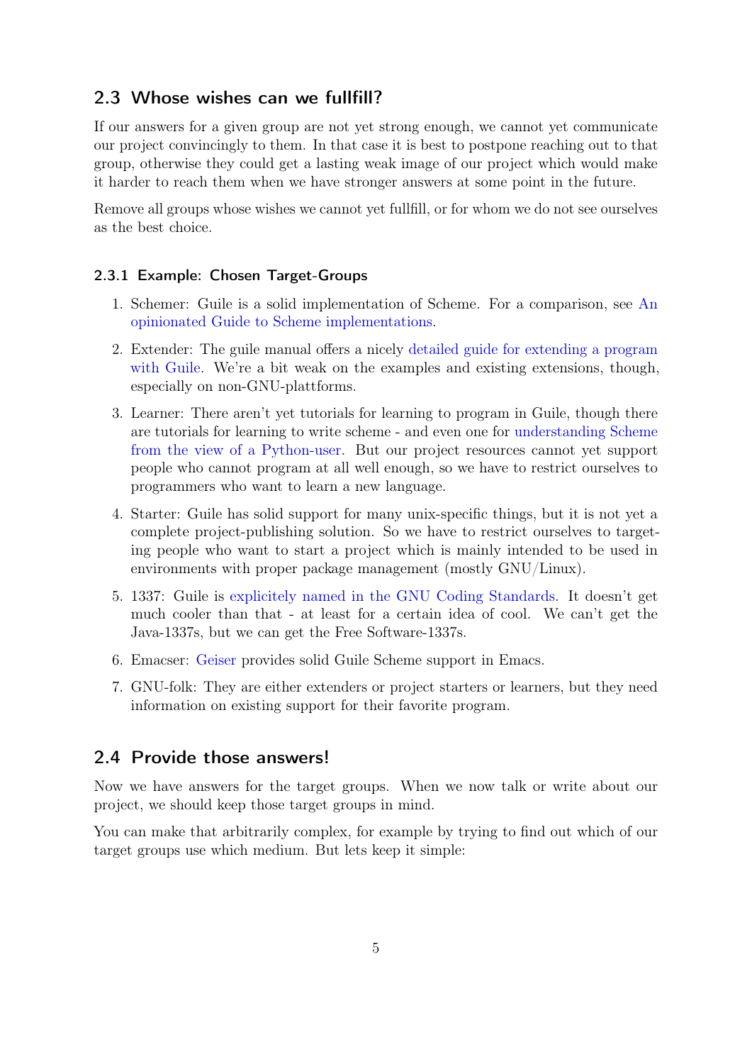## 2.3 Whose wishes can we fullfill?

If our answers for a given group are not yet strong enough, we cannot yet communicate our project convincingly to them. In that case it is best to postpone reaching out to that group, otherwise they could get a lasting weak image of our project which would make it harder to reach them when we have stronger answers at some point in the future.

Remove all groups whose wishes we cannot yet fullfill, or for whom we do not see ourselves as the best choice.

### 2.3.1 Example: Chosen Target-Groups

1. Schemer: Guile is a solid implementation of Scheme. For a comparison, see An opinionated Guide to Scheme implementations.
2. Extender: The guile manual offers a nicely detailed guide for extending a program with Guile. We're a bit weak on the examples and existing extensions, though, especially on non-GNU-plattforms.
3. Learner: There aren't yet tutorials for learning to program in Guile, though there are tutorials for learning to write scheme - and even one for understanding Scheme from the view of a Python-user. But our project resources cannot yet support people who cannot program at all well enough, so we have to restrict ourselves to programmers who want to learn a new language.
4. Starter: Guile has solid support for many unix-specific things, but it is not yet a complete project-publishing solution. So we have to restrict ourselves to targeting people who want to start a project which is mainly intended to be used in environments with proper package management (mostly GNU/Linux).
5. 1337: Guile is explicitely named in the GNU Coding Standards. It doesn't get much cooler than that - at least for a certain idea of cool. We can't get the Java-1337s, but we can get the Free Software-1337s.
6. Emacser: Geiser provides solid Guile Scheme support in Emacs.
7. GNU-folk: They are either extenders or project starters or learners, but they need information on existing support for their favorite program.

## 2.4 Provide those answers!

Now we have answers for the target groups. When we now talk or write about our project, we should keep those target groups in mind.

You can make that arbitrarily complex, for example by trying to find out which of our target groups use which medium. But lets keep it simple: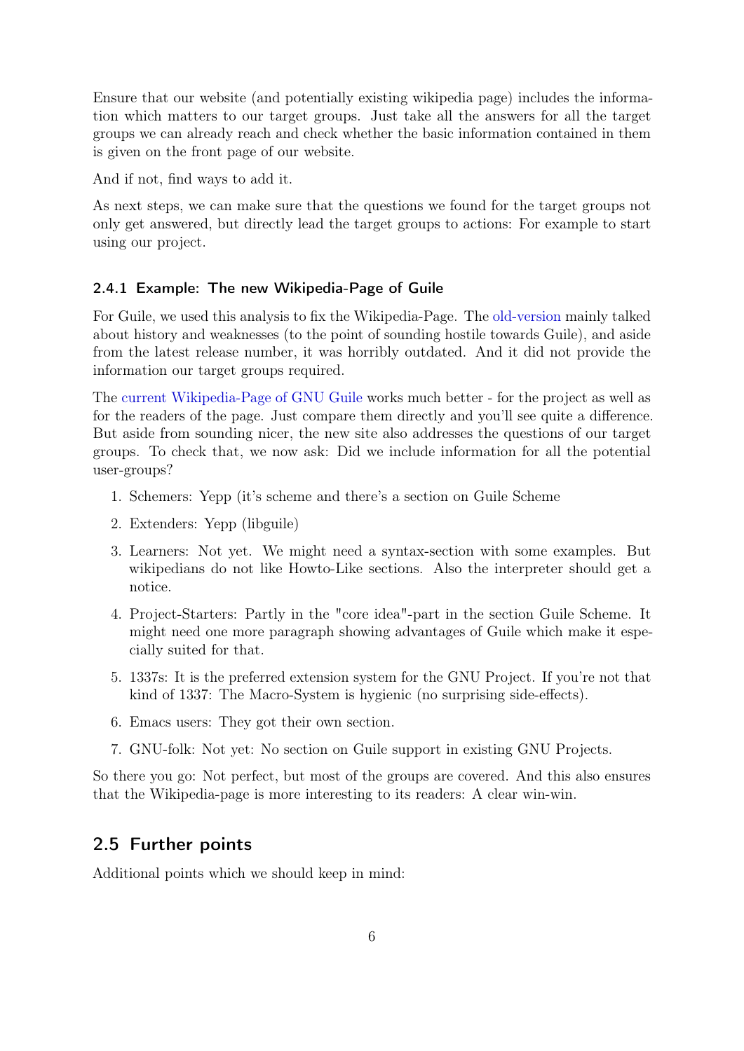Ensure that our website (and potentially existing wikipedia page) includes the information which matters to our target groups. Just take all the answers for all the target groups we can already reach and check whether the basic information contained in them is given on the front page of our website.

And if not, find ways to add it.

As next steps, we can make sure that the questions we found for the target groups not only get answered, but directly lead the target groups to actions: For example to start using our project.

### 2.4.1 Example: The new Wikipedia-Page of Guile

For Guile, we used this analysis to fix the Wikipedia-Page. The old-version mainly talked about history and weaknesses (to the point of sounding hostile towards Guile), and aside from the latest release number, it was horribly outdated. And it did not provide the information our target groups required.

The current Wikipedia-Page of GNU Guile works much better - for the project as well as for the readers of the page. Just compare them directly and you'll see quite a difference. But aside from sounding nicer, the new site also addresses the questions of our target groups. To check that, we now ask: Did we include information for all the potential user-groups?

1. Schemers: Yepp (it's scheme and there's a section on Guile Scheme
2. Extenders: Yepp (libguile)
3. Learners: Not yet. We might need a syntax-section with some examples. But wikipedians do not like Howto-Like sections. Also the interpreter should get a notice.
4. Project-Starters: Partly in the "core idea"-part in the section Guile Scheme. It might need one more paragraph showing advantages of Guile which make it especially suited for that.
5. 1337s: It is the preferred extension system for the GNU Project. If you're not that kind of 1337: The Macro-System is hygienic (no surprising side-effects).
6. Emacs users: They got their own section.
7. GNU-folk: Not yet: No section on Guile support in existing GNU Projects.

So there you go: Not perfect, but most of the groups are covered. And this also ensures that the Wikipedia-page is more interesting to its readers: A clear win-win.

## 2.5 Further points

Additional points which we should keep in mind: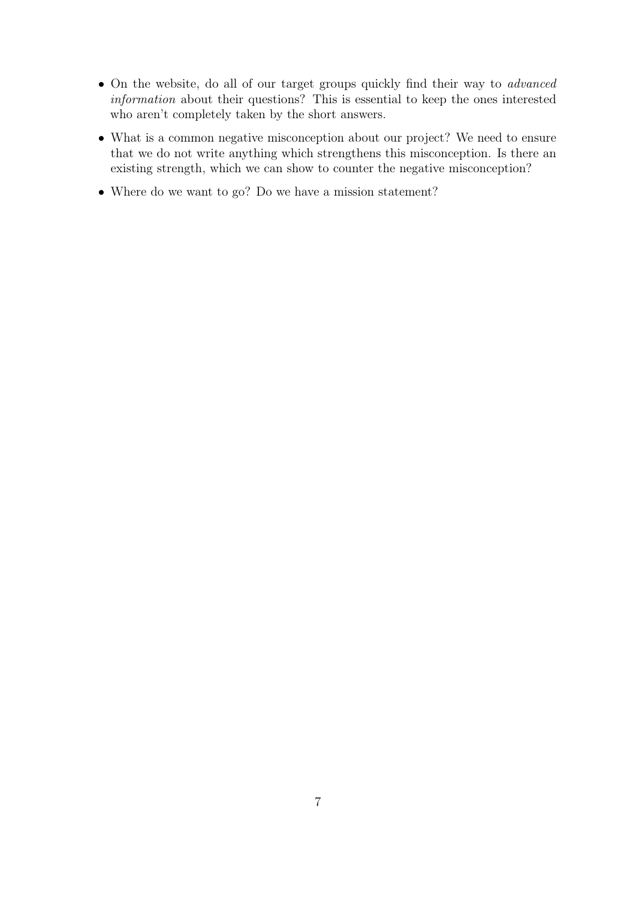- On the website, do all of our target groups quickly find their way to *advanced information* about their questions? This is essential to keep the ones interested who aren't completely taken by the short answers.
- What is a common negative misconception about our project? We need to ensure that we do not write anything which strengthens this misconception. Is there an existing strength, which we can show to counter the negative misconception?
- Where do we want to go? Do we have a mission statement?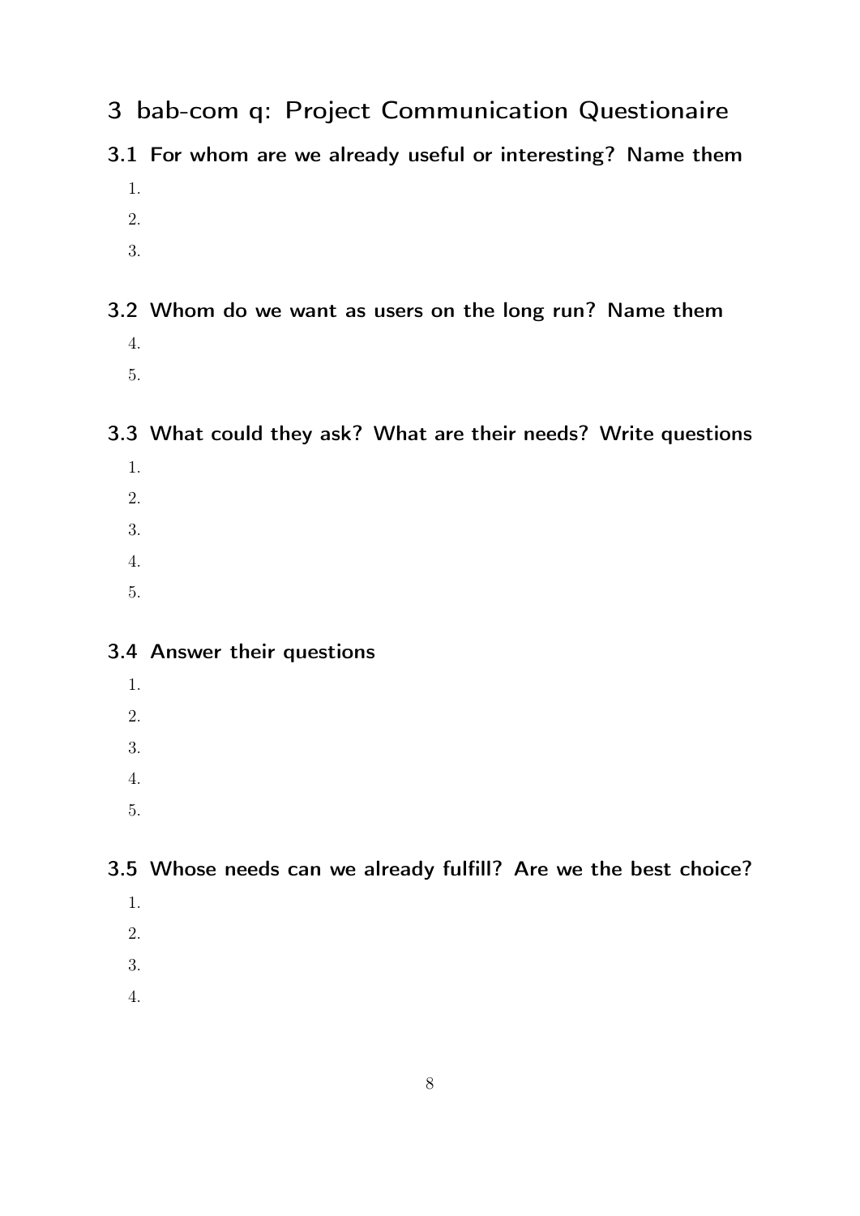# 3 bab-com q: Project Communication Questionaire

## 3.1 For whom are we already useful or interesting? Name them

1.
2.
3.

## 3.2 Whom do we want as users on the long run? Name them

4.
5.

## 3.3 What could they ask? What are their needs? Write questions

1.
2.
3.
4.
5.

## 3.4 Answer their questions

1.
2.
3.
4.
5.

## 3.5 Whose needs can we already fulfill? Are we the best choice?

1.
2.
3.
4.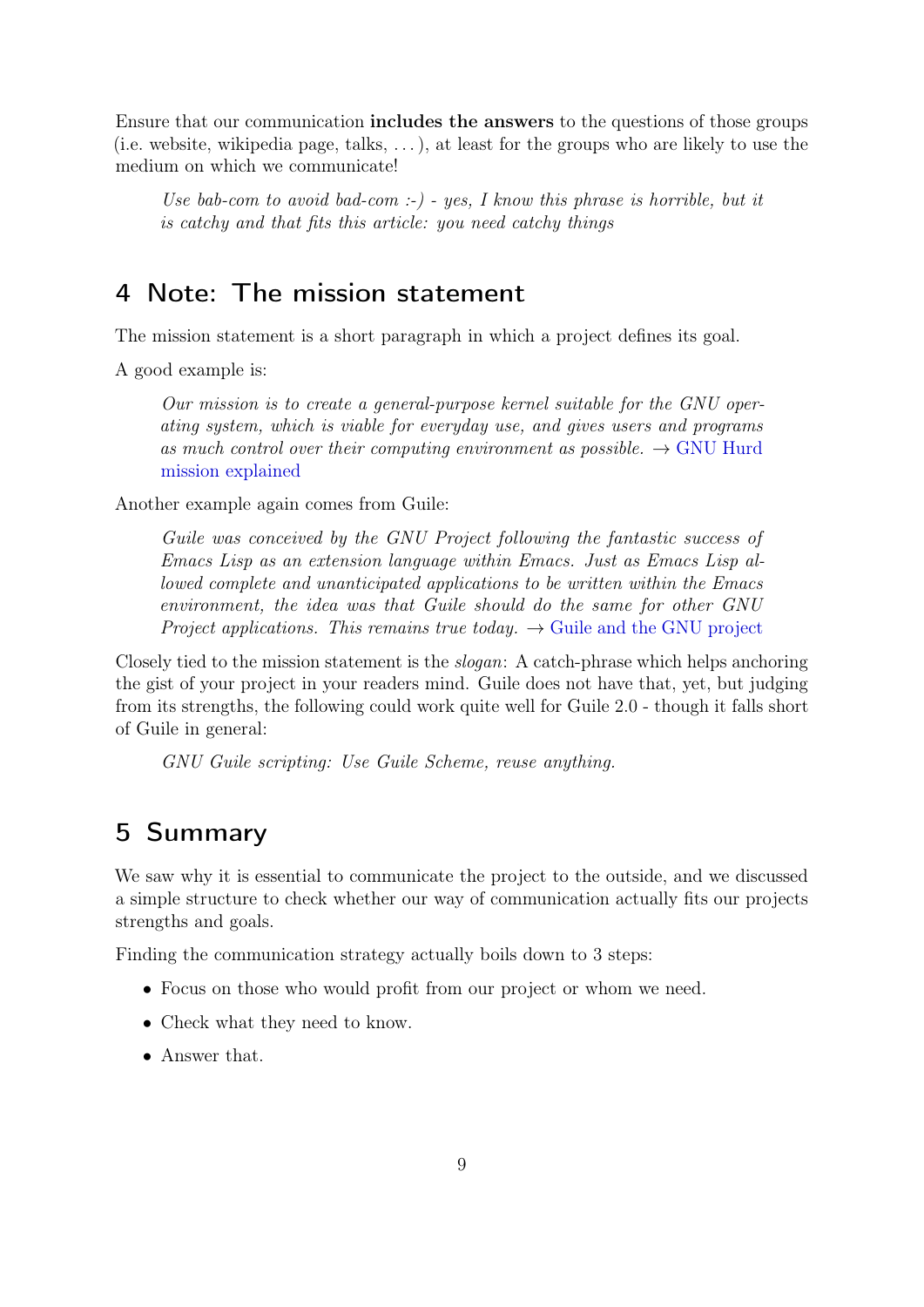Ensure that our communication **includes the answers** to the questions of those groups (i.e. website, wikipedia page, talks, ...), at least for the groups who are likely to use the medium on which we communicate!

> *Use bab-com to avoid bad-com :-) - yes, I know this phrase is horrible, but it is catchy and that fits this article: you need catchy things*

## 4 Note: The mission statement

The mission statement is a short paragraph in which a project defines its goal.

A good example is:

> *Our mission is to create a general-purpose kernel suitable for the GNU operating system, which is viable for everyday use, and gives users and programs as much control over their computing environment as possible.* → GNU Hurd mission explained

Another example again comes from Guile:

> *Guile was conceived by the GNU Project following the fantastic success of Emacs Lisp as an extension language within Emacs. Just as Emacs Lisp allowed complete and unanticipated applications to be written within the Emacs environment, the idea was that Guile should do the same for other GNU Project applications. This remains true today.* → Guile and the GNU project

Closely tied to the mission statement is the *slogan*: A catch-phrase which helps anchoring the gist of your project in your readers mind. Guile does not have that, yet, but judging from its strengths, the following could work quite well for Guile 2.0 - though it falls short of Guile in general:

> *GNU Guile scripting: Use Guile Scheme, reuse anything.*

## 5 Summary

We saw why it is essential to communicate the project to the outside, and we discussed a simple structure to check whether our way of communication actually fits our projects strengths and goals.

Finding the communication strategy actually boils down to 3 steps:

- Focus on those who would profit from our project or whom we need.
- Check what they need to know.
- Answer that.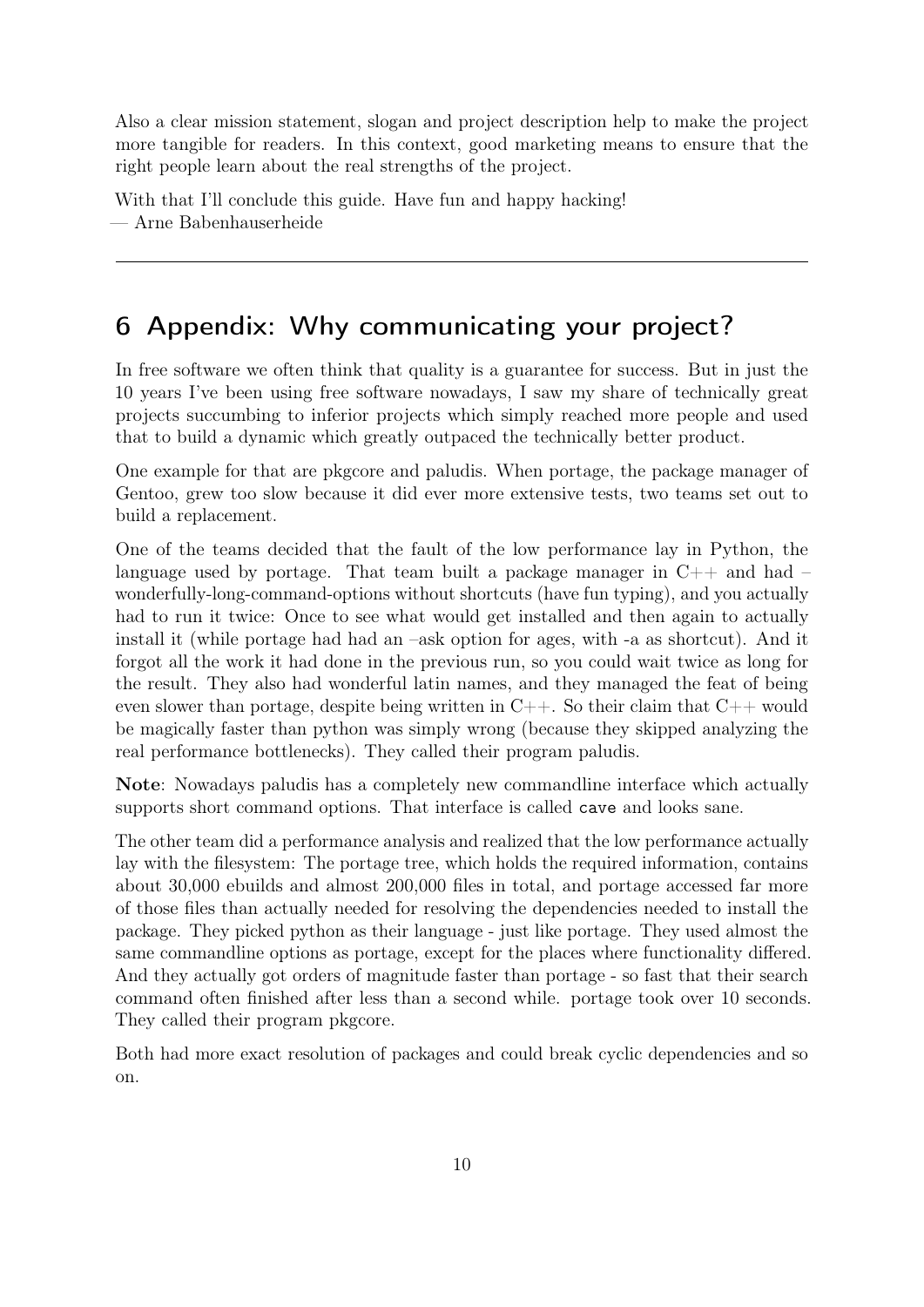Also a clear mission statement, slogan and project description help to make the project more tangible for readers. In this context, good marketing means to ensure that the right people learn about the real strengths of the project.

With that I'll conclude this guide. Have fun and happy hacking!
— Arne Babenhauserheide

---

# 6 Appendix: Why communicating your project?

In free software we often think that quality is a guarantee for success. But in just the 10 years I've been using free software nowadays, I saw my share of technically great projects succumbing to inferior projects which simply reached more people and used that to build a dynamic which greatly outpaced the technically better product.

One example for that are pkgcore and paludis. When portage, the package manager of Gentoo, grew too slow because it did ever more extensive tests, two teams set out to build a replacement.

One of the teams decided that the fault of the low performance lay in Python, the language used by portage. That team built a package manager in C++ and had – wonderfully-long-command-options without shortcuts (have fun typing), and you actually had to run it twice: Once to see what would get installed and then again to actually install it (while portage had had an –ask option for ages, with -a as shortcut). And it forgot all the work it had done in the previous run, so you could wait twice as long for the result. They also had wonderful latin names, and they managed the feat of being even slower than portage, despite being written in C++. So their claim that C++ would be magically faster than python was simply wrong (because they skipped analyzing the real performance bottlenecks). They called their program paludis.

**Note**: Nowadays paludis has a completely new commandline interface which actually supports short command options. That interface is called `cave` and looks sane.

The other team did a performance analysis and realized that the low performance actually lay with the filesystem: The portage tree, which holds the required information, contains about 30,000 ebuilds and almost 200,000 files in total, and portage accessed far more of those files than actually needed for resolving the dependencies needed to install the package. They picked python as their language - just like portage. They used almost the same commandline options as portage, except for the places where functionality differed. And they actually got orders of magnitude faster than portage - so fast that their search command often finished after less than a second while. portage took over 10 seconds. They called their program pkgcore.

Both had more exact resolution of packages and could break cyclic dependencies and so on.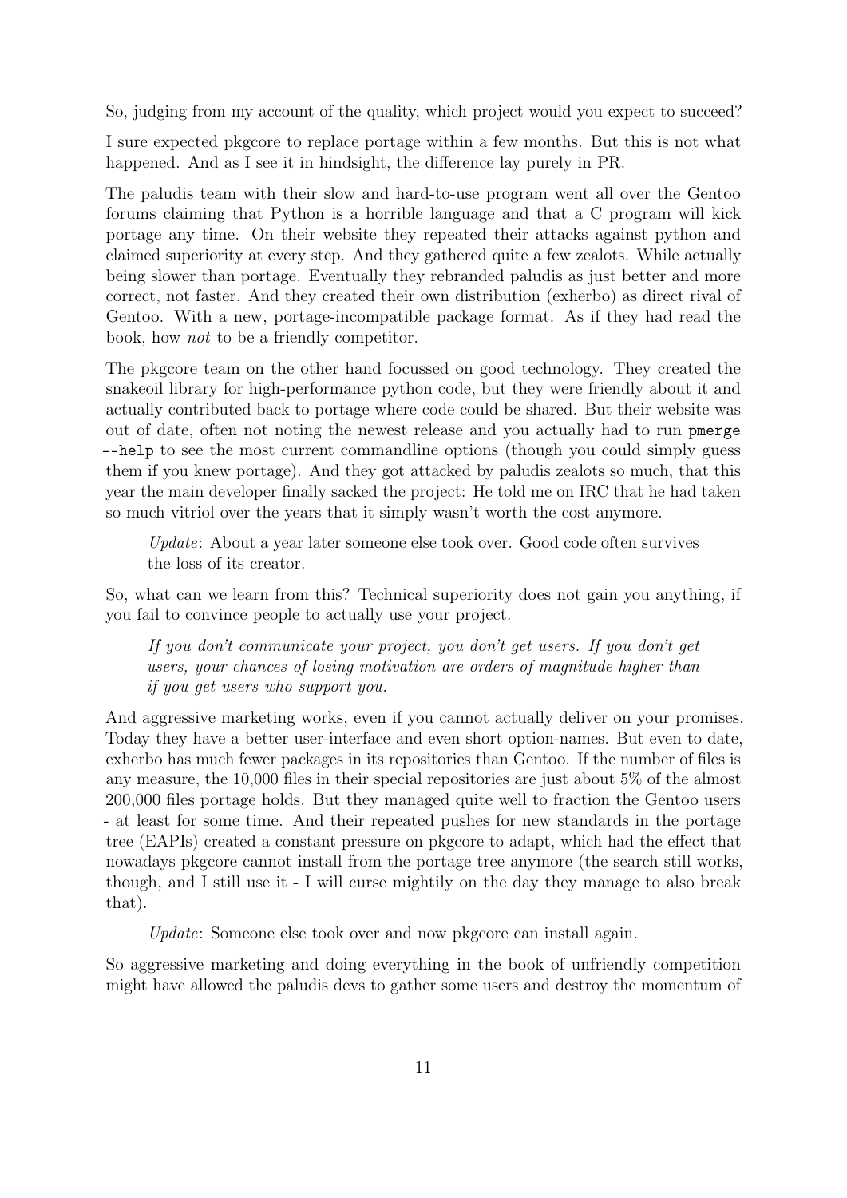So, judging from my account of the quality, which project would you expect to succeed?

I sure expected pkgcore to replace portage within a few months. But this is not what happened. And as I see it in hindsight, the difference lay purely in PR.

The paludis team with their slow and hard-to-use program went all over the Gentoo forums claiming that Python is a horrible language and that a C program will kick portage any time. On their website they repeated their attacks against python and claimed superiority at every step. And they gathered quite a few zealots. While actually being slower than portage. Eventually they rebranded paludis as just better and more correct, not faster. And they created their own distribution (exherbo) as direct rival of Gentoo. With a new, portage-incompatible package format. As if they had read the book, how *not* to be a friendly competitor.

The pkgcore team on the other hand focussed on good technology. They created the snakeoil library for high-performance python code, but they were friendly about it and actually contributed back to portage where code could be shared. But their website was out of date, often not noting the newest release and you actually had to run `pmerge --help` to see the most current commandline options (though you could simply guess them if you knew portage). And they got attacked by paludis zealots so much, that this year the main developer finally sacked the project: He told me on IRC that he had taken so much vitriol over the years that it simply wasn't worth the cost anymore.

> *Update*: About a year later someone else took over. Good code often survives the loss of its creator.

So, what can we learn from this? Technical superiority does not gain you anything, if you fail to convince people to actually use your project.

> *If you don't communicate your project, you don't get users. If you don't get users, your chances of losing motivation are orders of magnitude higher than if you get users who support you.*

And aggressive marketing works, even if you cannot actually deliver on your promises. Today they have a better user-interface and even short option-names. But even to date, exherbo has much fewer packages in its repositories than Gentoo. If the number of files is any measure, the 10,000 files in their special repositories are just about 5% of the almost 200,000 files portage holds. But they managed quite well to fraction the Gentoo users - at least for some time. And their repeated pushes for new standards in the portage tree (EAPIs) created a constant pressure on pkgcore to adapt, which had the effect that nowadays pkgcore cannot install from the portage tree anymore (the search still works, though, and I still use it - I will curse mightily on the day they manage to also break that).

> *Update*: Someone else took over and now pkgcore can install again.

So aggressive marketing and doing everything in the book of unfriendly competition might have allowed the paludis devs to gather some users and destroy the momentum of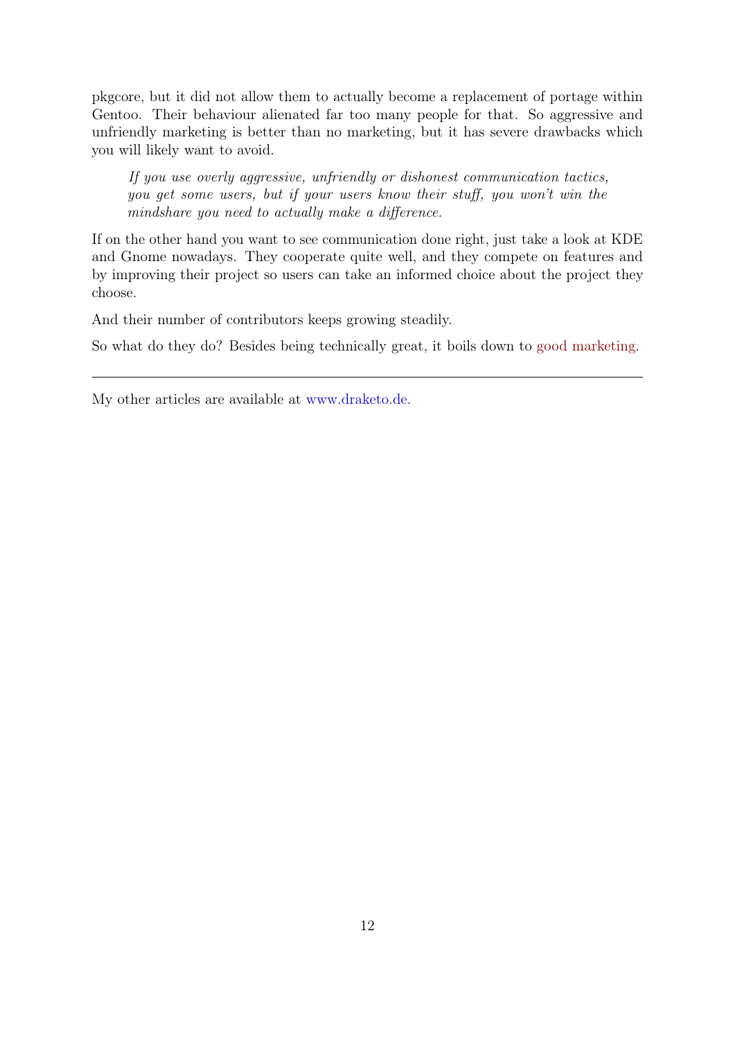pkgcore, but it did not allow them to actually become a replacement of portage within Gentoo. Their behaviour alienated far too many people for that. So aggressive and unfriendly marketing is better than no marketing, but it has severe drawbacks which you will likely want to avoid.

> *If you use overly aggressive, unfriendly or dishonest communication tactics, you get some users, but if your users know their stuff, you won't win the mindshare you need to actually make a difference.*

If on the other hand you want to see communication done right, just take a look at KDE and Gnome nowadays. They cooperate quite well, and they compete on features and by improving their project so users can take an informed choice about the project they choose.

And their number of contributors keeps growing steadily.

So what do they do? Besides being technically great, it boils down to good marketing.

---

My other articles are available at www.draketo.de.